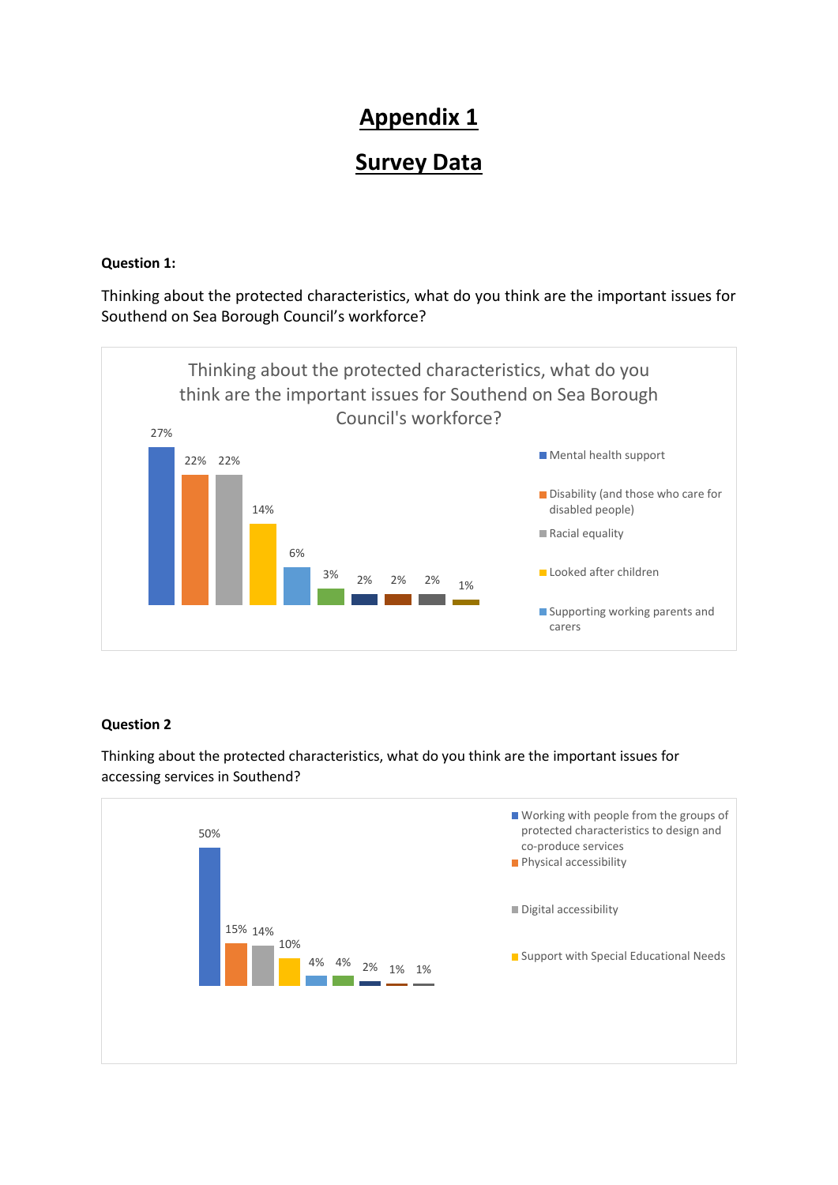# Appendix 1

# Survey Data

**Question 1:**

Thinking about the protected characteristics, what do you think are the important issues for Southend on Sea Borough Council's workforce?

Thinking about the protected characteristics, what do you think are the important issues for Southend on Sea Borough Council's workforce?

| Issue | Percentage |
|---|---|
| Mental health support | 27% |
| Disability (and those who care for disabled people) | 22% |
| Racial equality | 22% |
| Looked after children | 14% |
| Supporting working parents and carers | 6% |
| | 3% |
| | 2% |
| | 2% |
| | 2% |
| | 1% |

**Question 2**

Thinking about the protected characteristics, what do you think are the important issues for accessing services in Southend?

| Issue | Percentage |
|---|---|
| Working with people from the groups of protected characteristics to design and co-produce services | 50% |
| Physical accessibility | 15% |
| Digital accessibility | 14% |
| Support with Special Educational Needs | 10% |
| | 4% |
| | 4% |
| | 2% |
| | 1% |
| | 1% |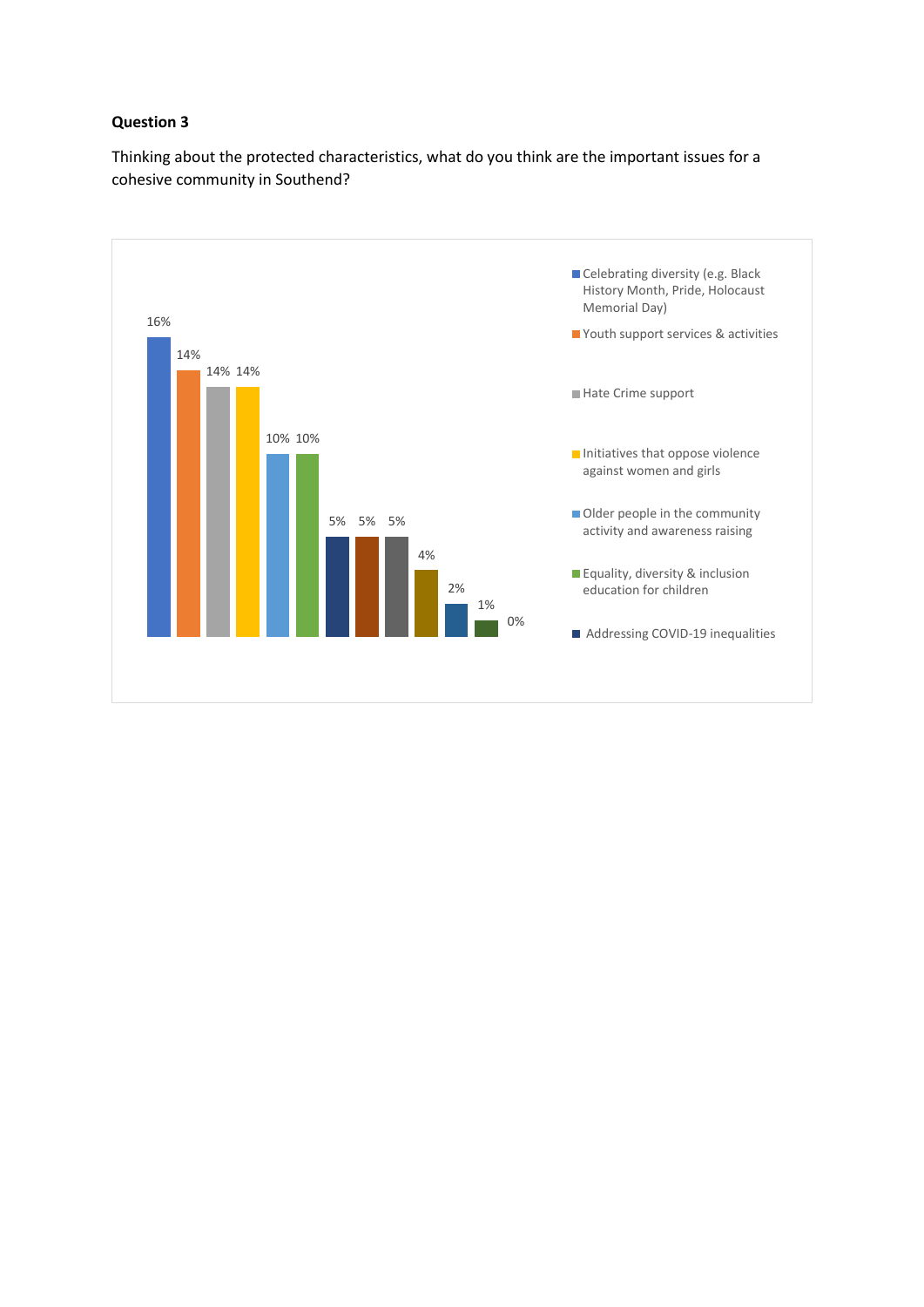**Question 3**

Thinking about the protected characteristics, what do you think are the important issues for a cohesive community in Southend?

| Issue | % |
|---|---|
| Celebrating diversity (e.g. Black History Month, Pride, Holocaust Memorial Day) | 16% |
| Youth support services & activities | 14% |
| Hate Crime support | 14% |
| Initiatives that oppose violence against women and girls | 14% |
| Older people in the community activity and awareness raising | 10% |
| Equality, diversity & inclusion education for children | 10% |
| Addressing COVID-19 inequalities | 5% |
| | 5% |
| | 5% |
| | 4% |
| | 2% |
| | 1% |
| | 0% |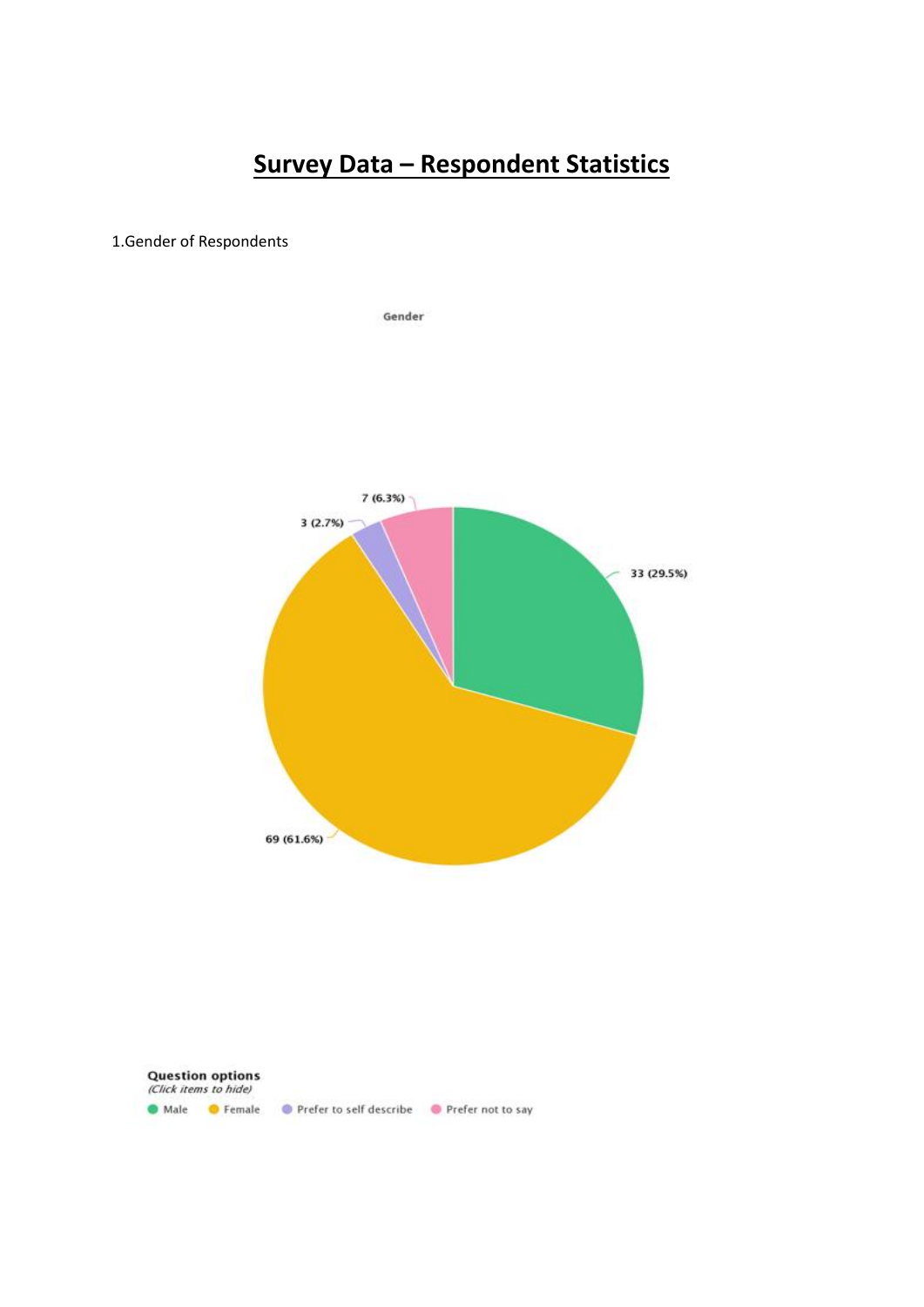# Survey Data – Respondent Statistics

1.Gender of Respondents

Gender

7 (6.3%)

3 (2.7%)

33 (29.5%)

69 (61.6%)

**Question options**
*(Click items to hide)*

Male · Female · Prefer to self describe · Prefer not to say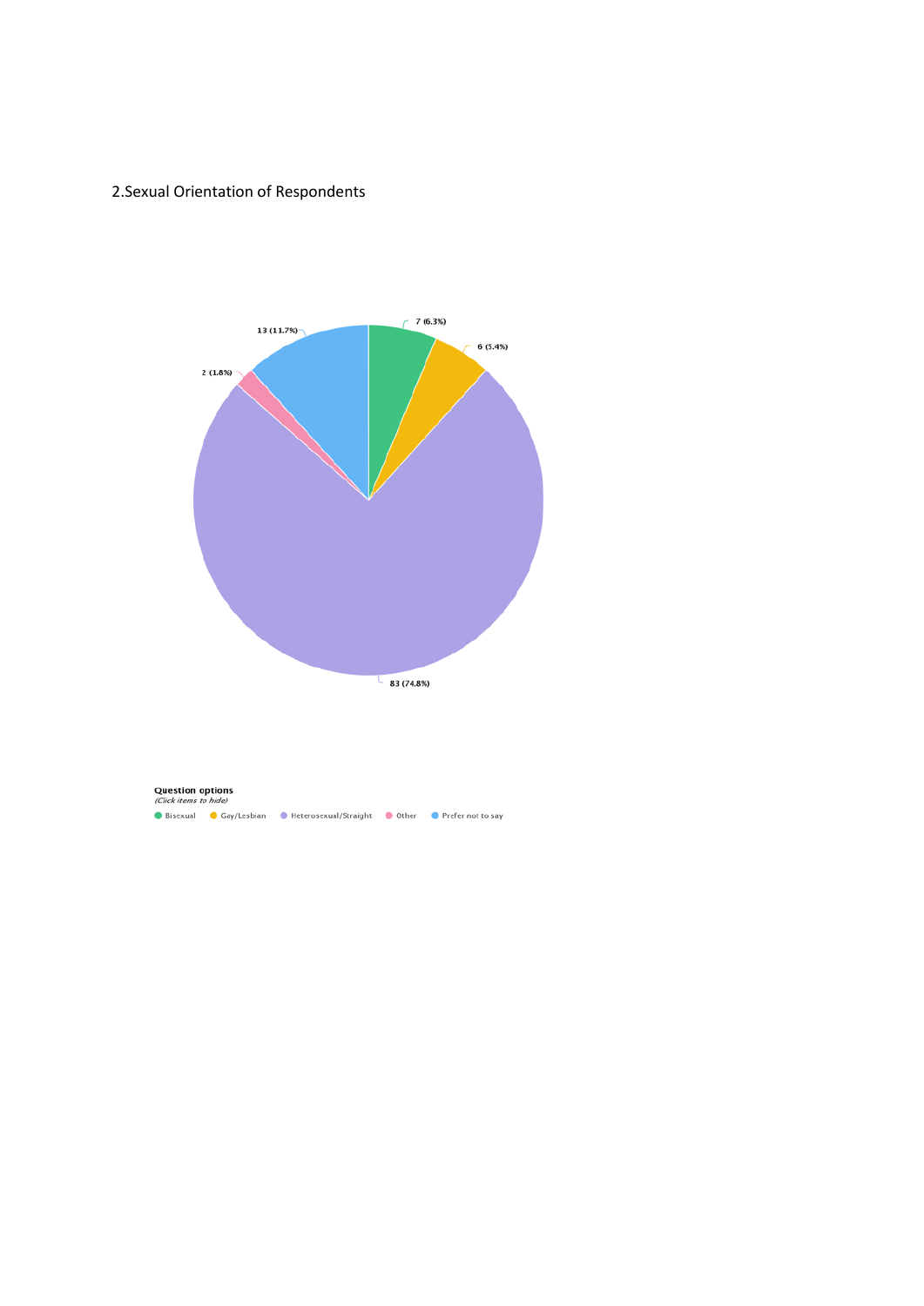2.Sexual Orientation of Respondents

7 (6.3%)

6 (5.4%)

13 (11.7%)

2 (1.8%)

83 (74.8%)

**Question options**
*(Click items to hide)*

Bisexual Gay/Lesbian Heterosexual/Straight Other Prefer not to say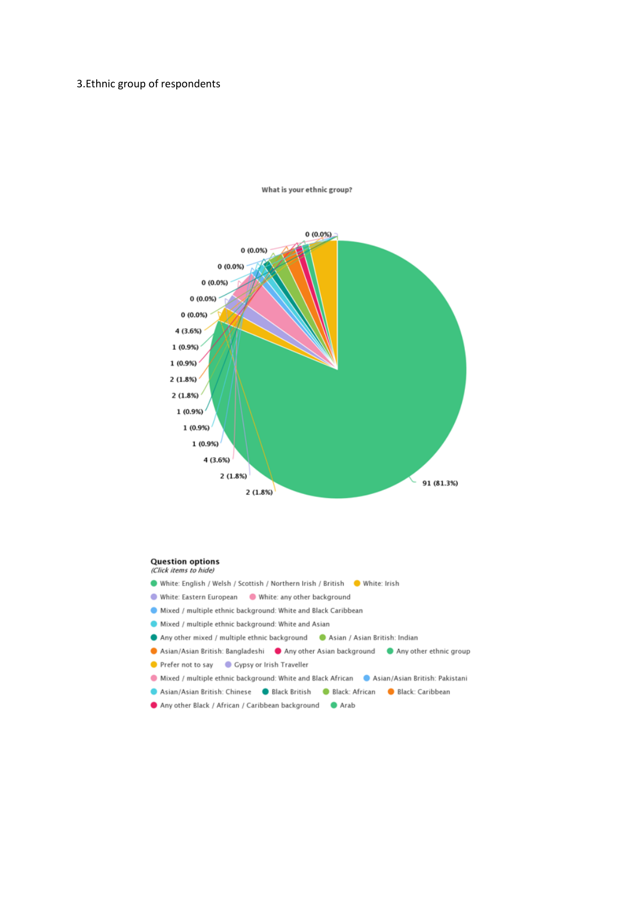3.Ethnic group of respondents

What is your ethnic group?

0 (0.0%)

0 (0.0%)

0 (0.0%)

0 (0.0%)

0 (0.0%)

0 (0.0%)

4 (3.6%)

1 (0.9%)

1 (0.9%)

2 (1.8%)

2 (1.8%)

1 (0.9%)

1 (0.9%)

1 (0.9%)

4 (3.6%)

2 (1.8%)

2 (1.8%)

91 (81.3%)

**Question options**
*(Click items to hide)*

- White: English / Welsh / Scottish / Northern Irish / British
- White: Irish
- White: Eastern European
- White: any other background
- Mixed / multiple ethnic background: White and Black Caribbean
- Mixed / multiple ethnic background: White and Asian
- Any other mixed / multiple ethnic background
- Asian / Asian British: Indian
- Asian/Asian British: Bangladeshi
- Any other Asian background
- Any other ethnic group
- Prefer not to say
- Gypsy or Irish Traveller
- Mixed / multiple ethnic background: White and Black African
- Asian/Asian British: Pakistani
- Asian/Asian British: Chinese
- Black British
- Black: African
- Black: Caribbean
- Any other Black / African / Caribbean background
- Arab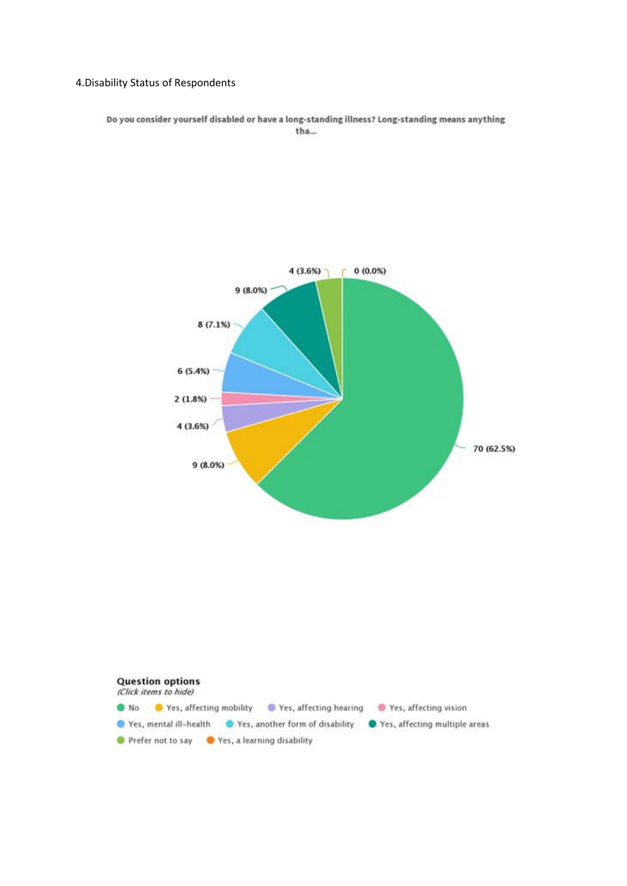4.Disability Status of Respondents

**Do you consider yourself disabled or have a long-standing illness? Long-standing means anything tha...**

4 (3.6%)

0 (0.0%)

9 (8.0%)

8 (7.1%)

6 (5.4%)

2 (1.8%)

4 (3.6%)

9 (8.0%)

70 (62.5%)

**Question options**
*(Click items to hide)*

- No
- Yes, affecting mobility
- Yes, affecting hearing
- Yes, affecting vision
- Yes, mental ill-health
- Yes, another form of disability
- Yes, affecting multiple areas
- Prefer not to say
- Yes, a learning disability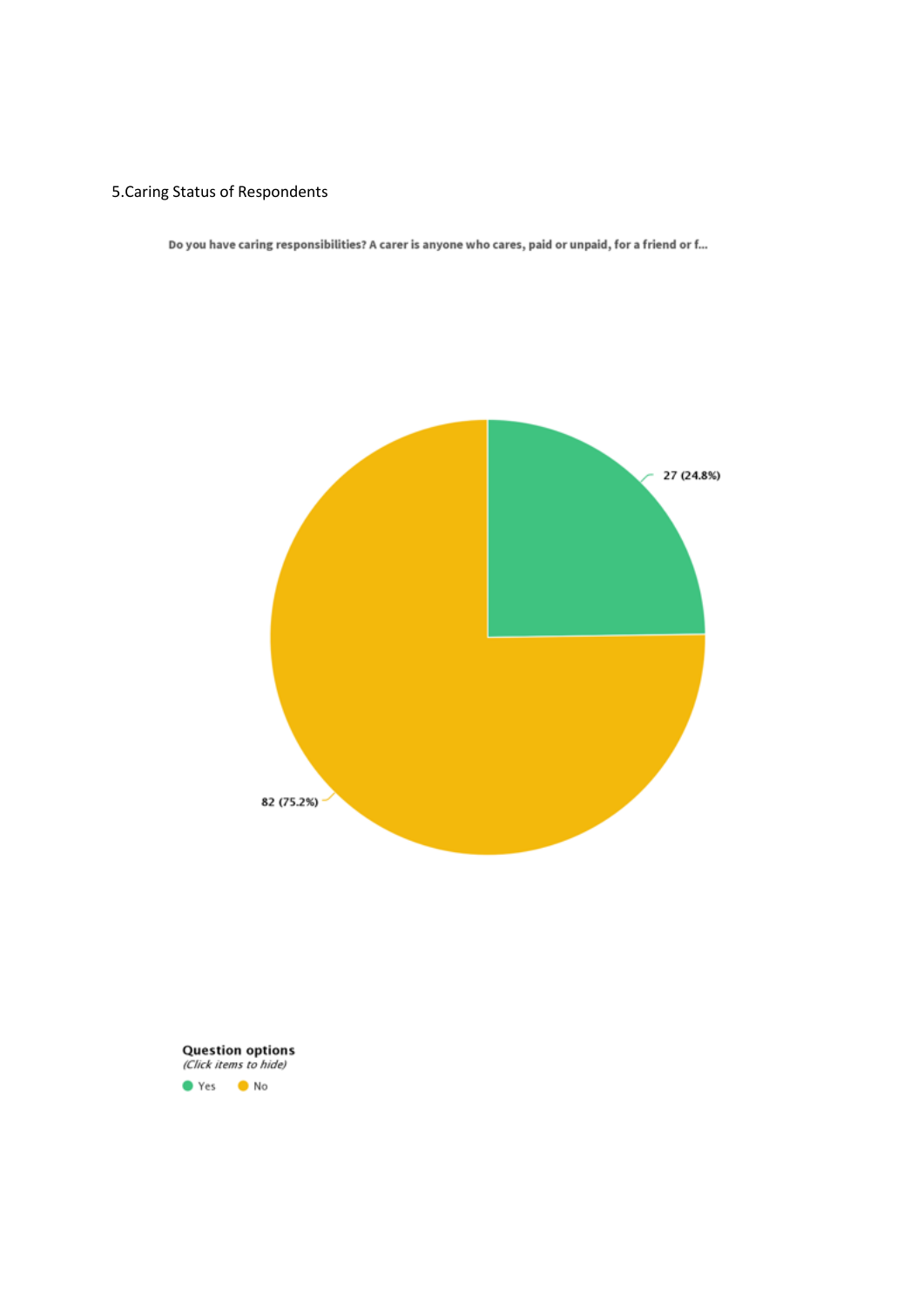5.Caring Status of Respondents

Do you have caring responsibilities? A carer is anyone who cares, paid or unpaid, for a friend or f...

27 (24.8%)

82 (75.2%)

**Question options**
*(Click items to hide)*

Yes   No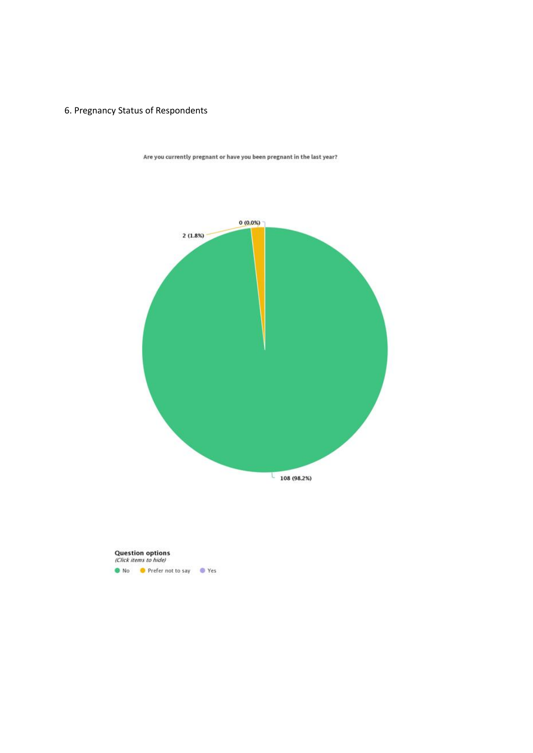6. Pregnancy Status of Respondents

Are you currently pregnant or have you been pregnant in the last year?

0 (0.0%)

2 (1.8%)

108 (98.2%)

**Question options**
*(Click items to hide)*

No  Prefer not to say  Yes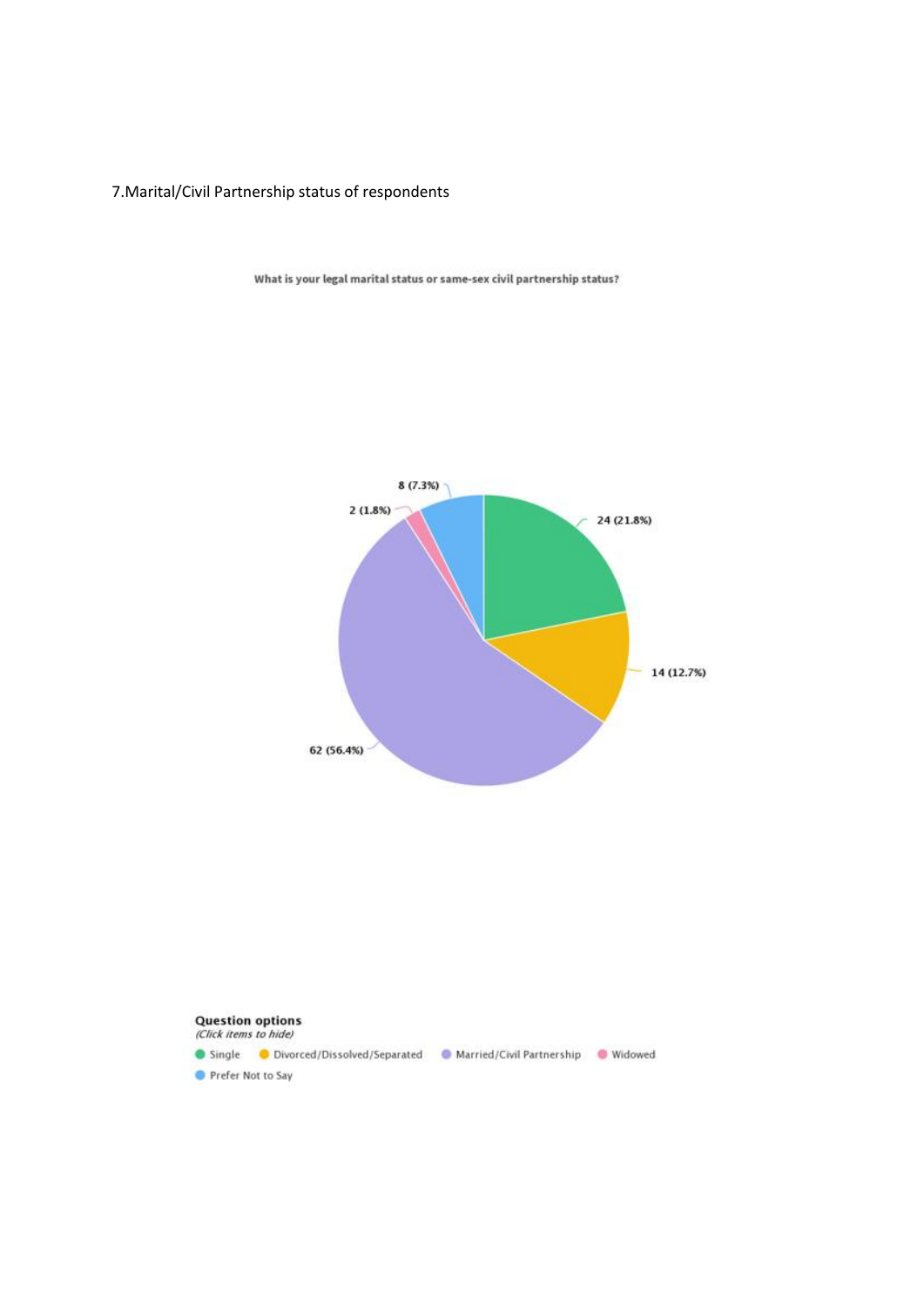7.Marital/Civil Partnership status of respondents

What is your legal marital status or same-sex civil partnership status?

8 (7.3%)

2 (1.8%)

24 (21.8%)

14 (12.7%)

62 (56.4%)

**Question options**
*(Click items to hide)*

Single | Divorced/Dissolved/Separated | Married/Civil Partnership | Widowed | Prefer Not to Say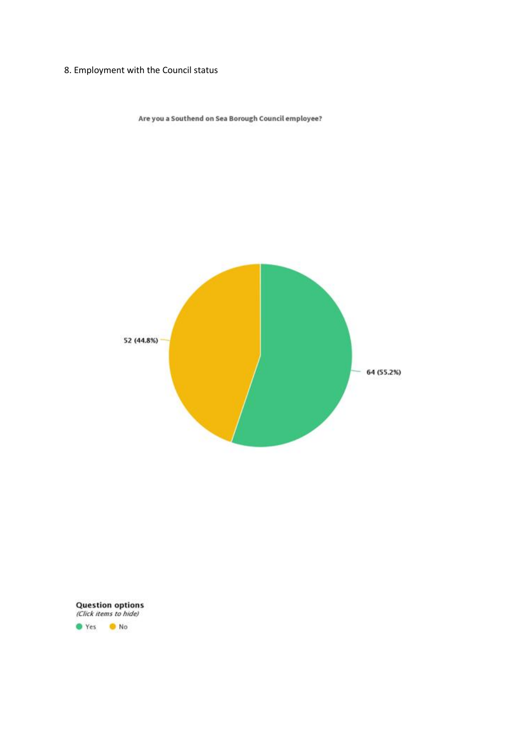8. Employment with the Council status

Are you a Southend on Sea Borough Council employee?

52 (44.8%)

64 (55.2%)

**Question options**
*(Click items to hide)*

Yes
No